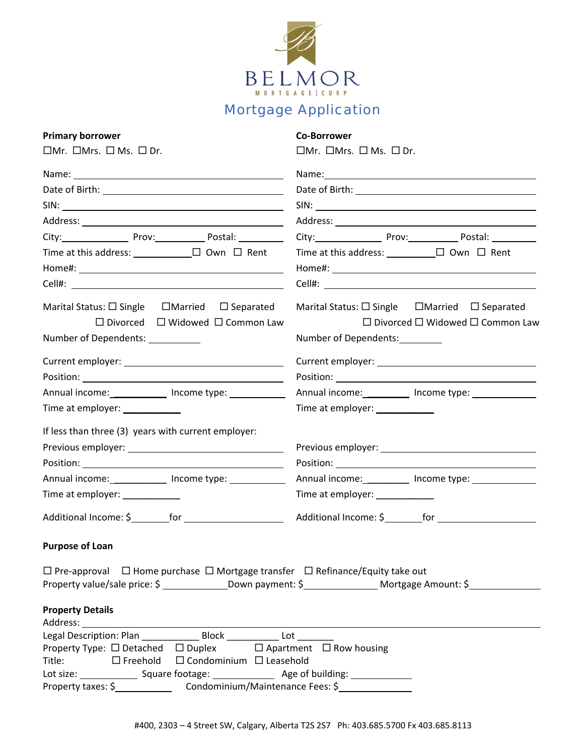BELMOR

MORTGAGE | CORP

# Mortgage Application

## Primary borrower

☐Mr. ☐Mrs. ☐ Ms. ☐ Dr.

Name: ______________________________

Date of Birth: ______________________________

SIN: ______________________________

Address: ______________________________

City: __________ Prov: __________ Postal: __________

Time at this address: __________ ☐ Own ☐ Rent

Home#: ______________________________

Cell#: ______________________________

Marital Status: ☐ Single ☐Married ☐ Separated ☐ Divorced ☐ Widowed ☐ Common Law

Number of Dependents: __________

Current employer: ______________________________

Position: ______________________________

Annual income: __________ Income type: __________

Time at employer: __________

If less than three (3) years with current employer:

Previous employer: ______________________________

Position: ______________________________

Annual income: __________ Income type: __________

Time at employer: __________

Additional Income: $ _______ for __________

## Co-Borrower

☐Mr. ☐Mrs. ☐ Ms. ☐ Dr.

Name: ______________________________

Date of Birth: ______________________________

SIN: ______________________________

Address: ______________________________

City: __________ Prov: __________ Postal: __________

Time at this address: __________ ☐ Own ☐ Rent

Home#: ______________________________

Cell#: ______________________________

Marital Status: ☐ Single ☐Married ☐ Separated ☐ Divorced ☐ Widowed ☐ Common Law

Number of Dependents: __________

Current employer: ______________________________

Position: ______________________________

Annual income: __________ Income type: __________

Time at employer: __________

Previous employer: ______________________________

Position: ______________________________

Annual income: __________ Income type: __________

Time at employer: __________

Additional Income: $ _______ for __________

## Purpose of Loan

☐ Pre-approval ☐ Home purchase ☐ Mortgage transfer ☐ Refinance/Equity take out

Property value/sale price: $ __________ Down payment: $ __________ Mortgage Amount: $ __________

## Property Details

Address: ______________________________

Legal Description: Plan __________ Block __________ Lot _______

Property Type: ☐ Detached ☐ Duplex ☐ Apartment ☐ Row housing

Title: ☐ Freehold ☐ Condominium ☐ Leasehold

Lot size: __________ Square footage: __________ Age of building: __________

Property taxes: $ __________ Condominium/Maintenance Fees: $ __________

#400, 2303 – 4 Street SW, Calgary, Alberta T2S 2S7 Ph: 403.685.5700 Fx 403.685.8113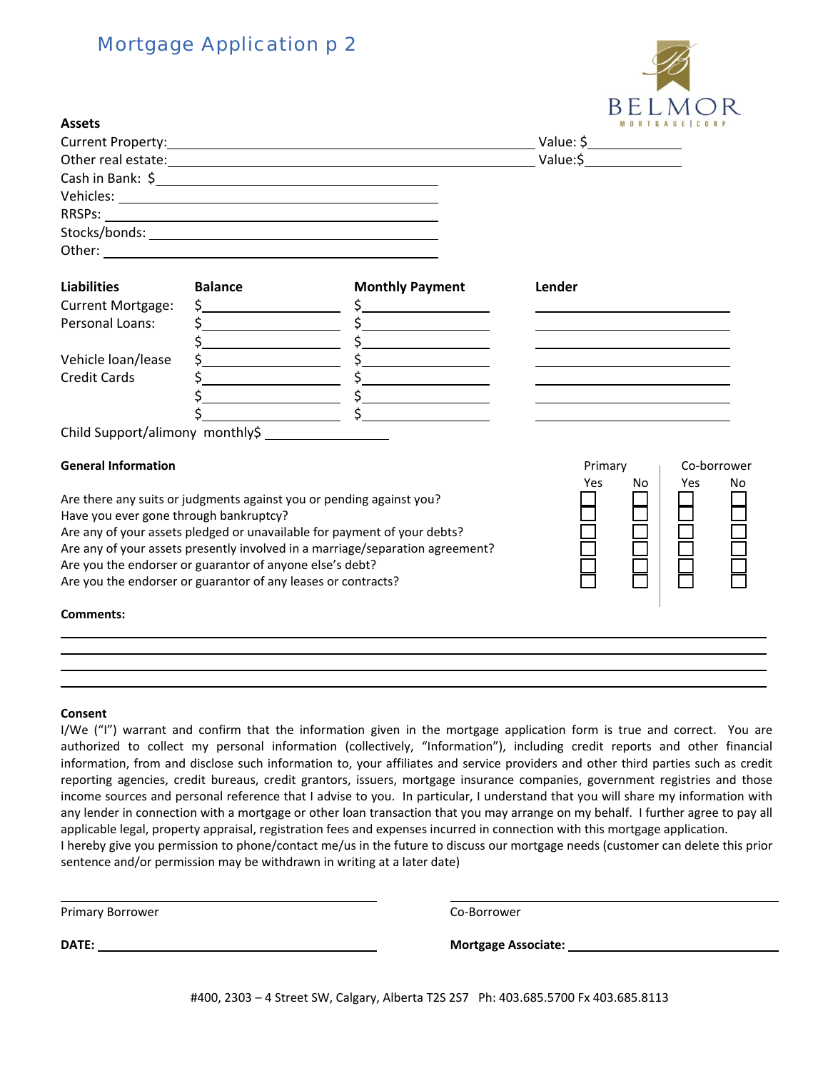# Mortgage Application p 2

BELMOR
MORTGAGE | CORP

**Assets**

Current Property: ______________________________ Value: $__________

Other real estate: ______________________________ Value:$__________

Cash in Bank: $______________________________

Vehicles: ______________________________

RRSPs: ______________________________

Stocks/bonds: ______________________________

Other: ______________________________

| **Liabilities** | **Balance** | **Monthly Payment** | **Lender** |
|---|---|---|---|
| Current Mortgage: | $ | $ | |
| Personal Loans: | $ | $ | |
| | $ | $ | |
| Vehicle loan/lease | $ | $ | |
| Credit Cards | $ | $ | |
| | $ | $ | |
| | $ | $ | |

Child Support/alimony monthly$ ______________

**General Information**

| | Primary Yes | Primary No | Co-borrower Yes | Co-borrower No |
|---|---|---|---|---|
| Are there any suits or judgments against you or pending against you? | ☐ | ☐ | ☐ | ☐ |
| Have you ever gone through bankruptcy? | ☐ | ☐ | ☐ | ☐ |
| Are any of your assets pledged or unavailable for payment of your debts? | ☐ | ☐ | ☐ | ☐ |
| Are any of your assets presently involved in a marriage/separation agreement? | ☐ | ☐ | ☐ | ☐ |
| Are you the endorser or guarantor of anyone else's debt? | ☐ | ☐ | ☐ | ☐ |
| Are you the endorser or guarantor of any leases or contracts? | ☐ | ☐ | ☐ | ☐ |

**Comments:**

______________________________________________________________________

______________________________________________________________________

______________________________________________________________________

______________________________________________________________________

**Consent**

I/We ("I") warrant and confirm that the information given in the mortgage application form is true and correct. You are authorized to collect my personal information (collectively, "Information"), including credit reports and other financial information, from and disclose such information to, your affiliates and service providers and other third parties such as credit reporting agencies, credit bureaus, credit grantors, issuers, mortgage insurance companies, government registries and those income sources and personal reference that I advise to you. In particular, I understand that you will share my information with any lender in connection with a mortgage or other loan transaction that you may arrange on my behalf. I further agree to pay all applicable legal, property appraisal, registration fees and expenses incurred in connection with this mortgage application.
I hereby give you permission to phone/contact me/us in the future to discuss our mortgage needs (customer can delete this prior sentence and/or permission may be withdrawn in writing at a later date)

______________________________ Primary Borrower

______________________________ Co-Borrower

**DATE:** ______________________________

**Mortgage Associate:** ______________________________

#400, 2303 – 4 Street SW, Calgary, Alberta T2S 2S7 Ph: 403.685.5700 Fx 403.685.8113